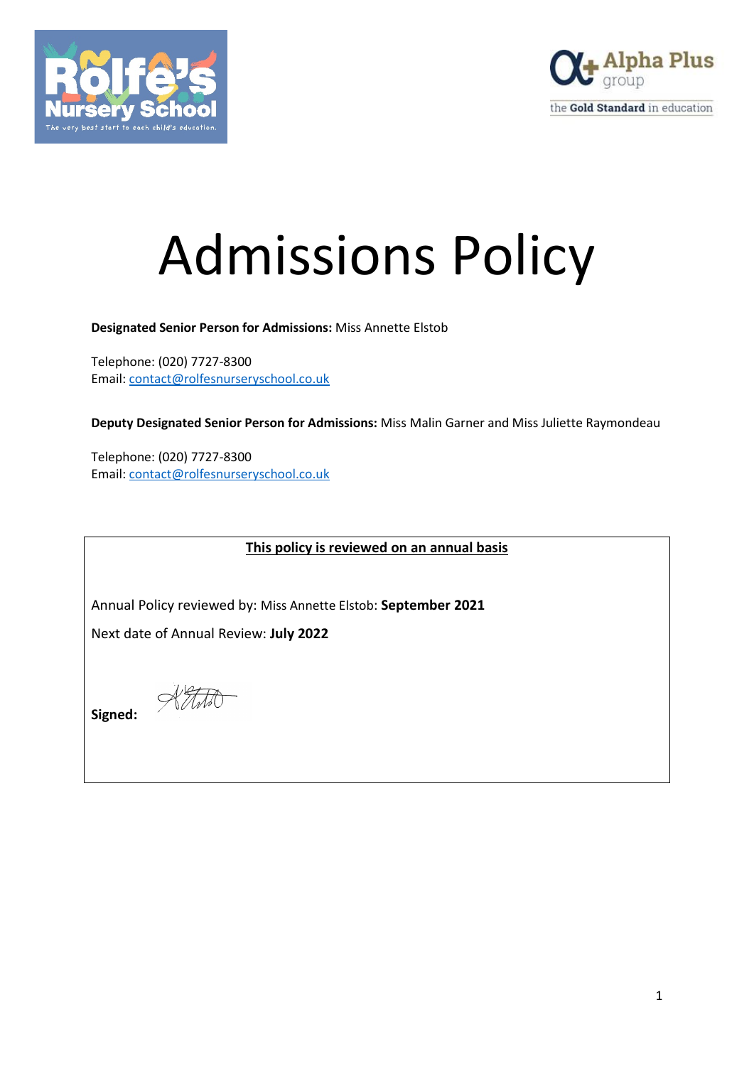# Admissions Policy

**Designated Senior Person for Admissions:** Miss Annette Elstob

Telephone: (020) 7727-8300
Email: contact@rolfesnurseryschool.co.uk

**Deputy Designated Senior Person for Admissions:** Miss Malin Garner and Miss Juliette Raymondeau

Telephone: (020) 7727-8300
Email: contact@rolfesnurseryschool.co.uk

**<u>This policy is reviewed on an annual basis</u>**

Annual Policy reviewed by: Miss Annette Elstob: **September 2021**

Next date of Annual Review: **July 2022**

**Signed:**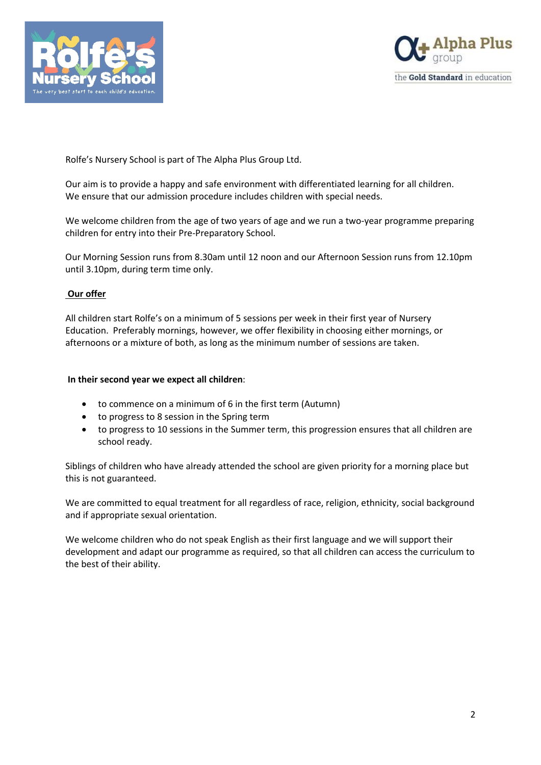Rolfe's Nursery School is part of The Alpha Plus Group Ltd.

Our aim is to provide a happy and safe environment with differentiated learning for all children. We ensure that our admission procedure includes children with special needs.

We welcome children from the age of two years of age and we run a two-year programme preparing children for entry into their Pre-Preparatory School.

Our Morning Session runs from 8.30am until 12 noon and our Afternoon Session runs from 12.10pm until 3.10pm, during term time only.

**Our offer**

All children start Rolfe's on a minimum of 5 sessions per week in their first year of Nursery Education. Preferably mornings, however, we offer flexibility in choosing either mornings, or afternoons or a mixture of both, as long as the minimum number of sessions are taken.

**In their second year we expect all children**:

- to commence on a minimum of 6 in the first term (Autumn)
- to progress to 8 session in the Spring term
- to progress to 10 sessions in the Summer term, this progression ensures that all children are school ready.

Siblings of children who have already attended the school are given priority for a morning place but this is not guaranteed.

We are committed to equal treatment for all regardless of race, religion, ethnicity, social background and if appropriate sexual orientation.

We welcome children who do not speak English as their first language and we will support their development and adapt our programme as required, so that all children can access the curriculum to the best of their ability.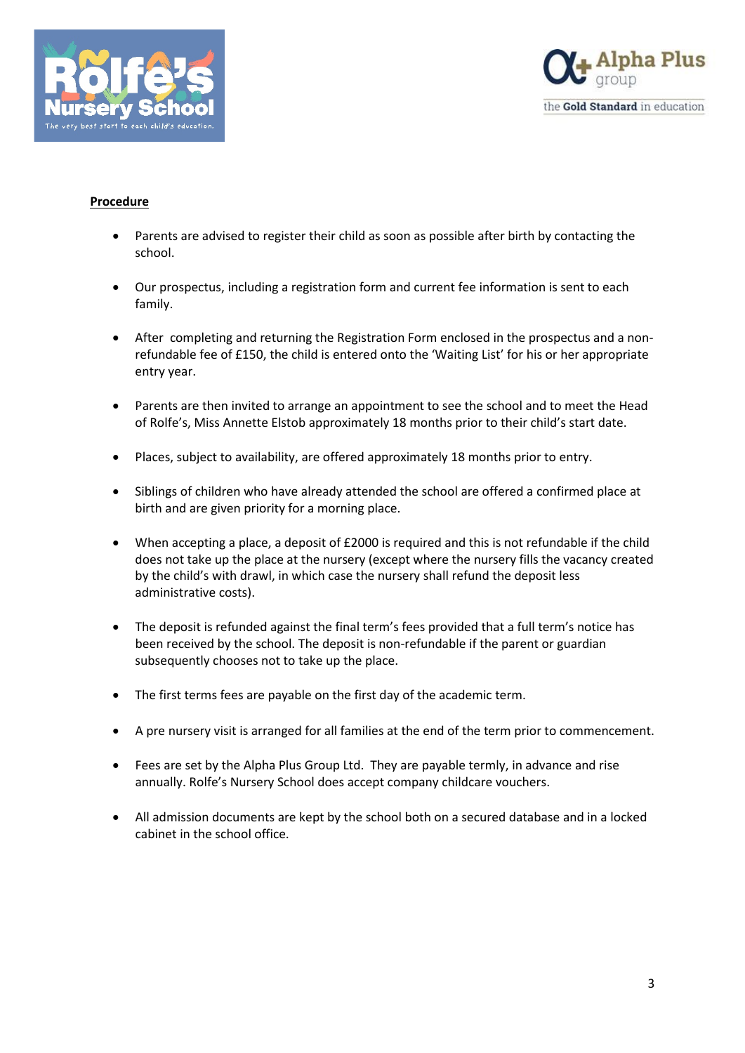**Procedure**

- Parents are advised to register their child as soon as possible after birth by contacting the school.

- Our prospectus, including a registration form and current fee information is sent to each family.

- After completing and returning the Registration Form enclosed in the prospectus and a non-refundable fee of £150, the child is entered onto the 'Waiting List' for his or her appropriate entry year.

- Parents are then invited to arrange an appointment to see the school and to meet the Head of Rolfe's, Miss Annette Elstob approximately 18 months prior to their child's start date.

- Places, subject to availability, are offered approximately 18 months prior to entry.

- Siblings of children who have already attended the school are offered a confirmed place at birth and are given priority for a morning place.

- When accepting a place, a deposit of £2000 is required and this is not refundable if the child does not take up the place at the nursery (except where the nursery fills the vacancy created by the child's with drawl, in which case the nursery shall refund the deposit less administrative costs).

- The deposit is refunded against the final term's fees provided that a full term's notice has been received by the school. The deposit is non-refundable if the parent or guardian subsequently chooses not to take up the place.

- The first terms fees are payable on the first day of the academic term.

- A pre nursery visit is arranged for all families at the end of the term prior to commencement.

- Fees are set by the Alpha Plus Group Ltd. They are payable termly, in advance and rise annually. Rolfe's Nursery School does accept company childcare vouchers.

- All admission documents are kept by the school both on a secured database and in a locked cabinet in the school office.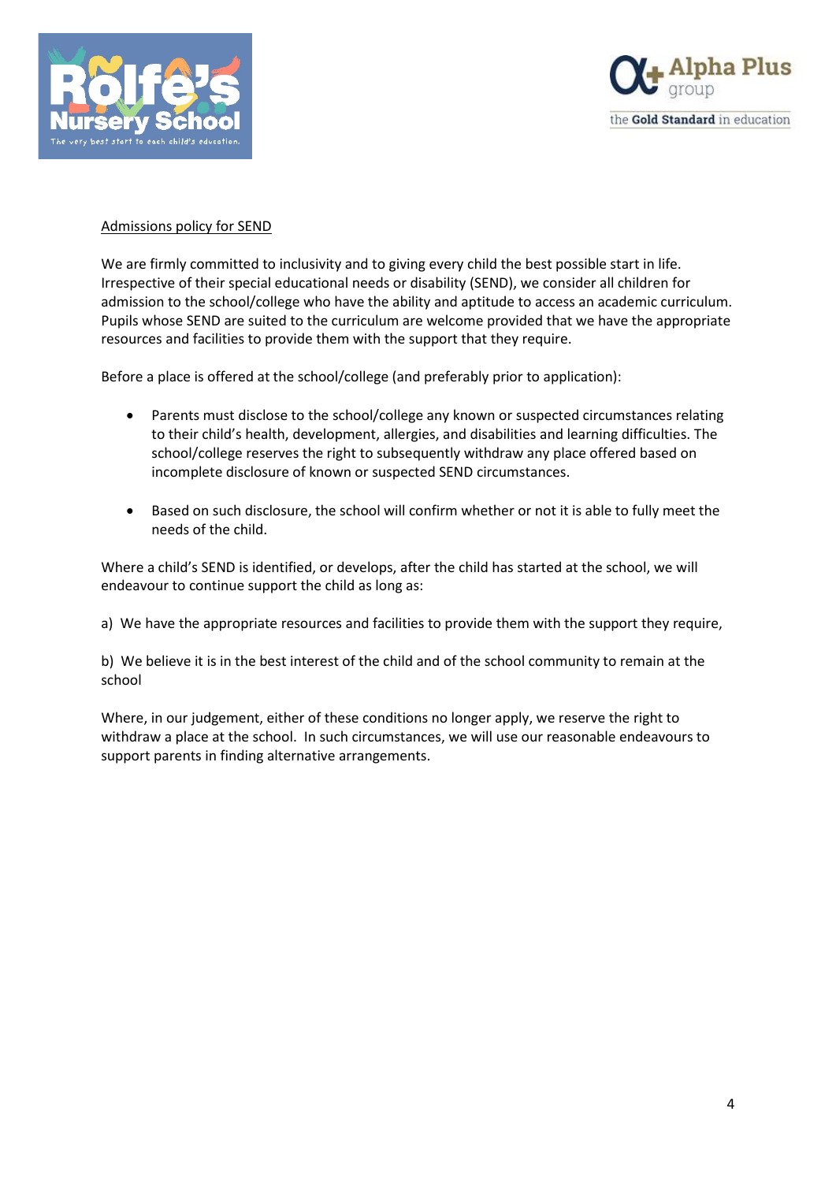<u>Admissions policy for SEND</u>

We are firmly committed to inclusivity and to giving every child the best possible start in life. Irrespective of their special educational needs or disability (SEND), we consider all children for admission to the school/college who have the ability and aptitude to access an academic curriculum. Pupils whose SEND are suited to the curriculum are welcome provided that we have the appropriate resources and facilities to provide them with the support that they require.

Before a place is offered at the school/college (and preferably prior to application):

- Parents must disclose to the school/college any known or suspected circumstances relating to their child's health, development, allergies, and disabilities and learning difficulties. The school/college reserves the right to subsequently withdraw any place offered based on incomplete disclosure of known or suspected SEND circumstances.

- Based on such disclosure, the school will confirm whether or not it is able to fully meet the needs of the child.

Where a child's SEND is identified, or develops, after the child has started at the school, we will endeavour to continue support the child as long as:

a) We have the appropriate resources and facilities to provide them with the support they require,

b) We believe it is in the best interest of the child and of the school community to remain at the school

Where, in our judgement, either of these conditions no longer apply, we reserve the right to withdraw a place at the school. In such circumstances, we will use our reasonable endeavours to support parents in finding alternative arrangements.